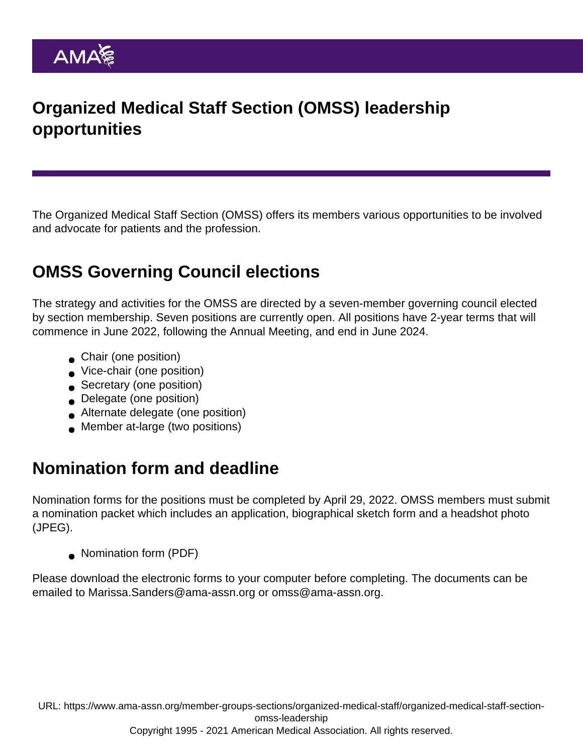# Organized Medical Staff Section (OMSS) leadership opportunities

The Organized Medical Staff Section (OMSS) offers its members various opportunities to be involved and advocate for patients and the profession.

## OMSS Governing Council elections

The strategy and activities for the OMSS are directed by a seven-member governing council elected by section membership. Seven positions are currently open. All positions have 2-year terms that will commence in June 2022, following the Annual Meeting, and end in June 2024.

- Chair (one position)
- Vice-chair (one position)
- Secretary (one position)
- Delegate (one position)
- Alternate delegate (one position)
- Member at-large (two positions)

## Nomination form and deadline

Nomination forms for the positions must be completed by April 29, 2022. OMSS members must submit a nomination packet which includes an application, biographical sketch form and a headshot photo (JPEG).

- Nomination form (PDF)

Please download the electronic forms to your computer before completing. The documents can be emailed to Marissa.Sanders@ama-assn.org or omss@ama-assn.org.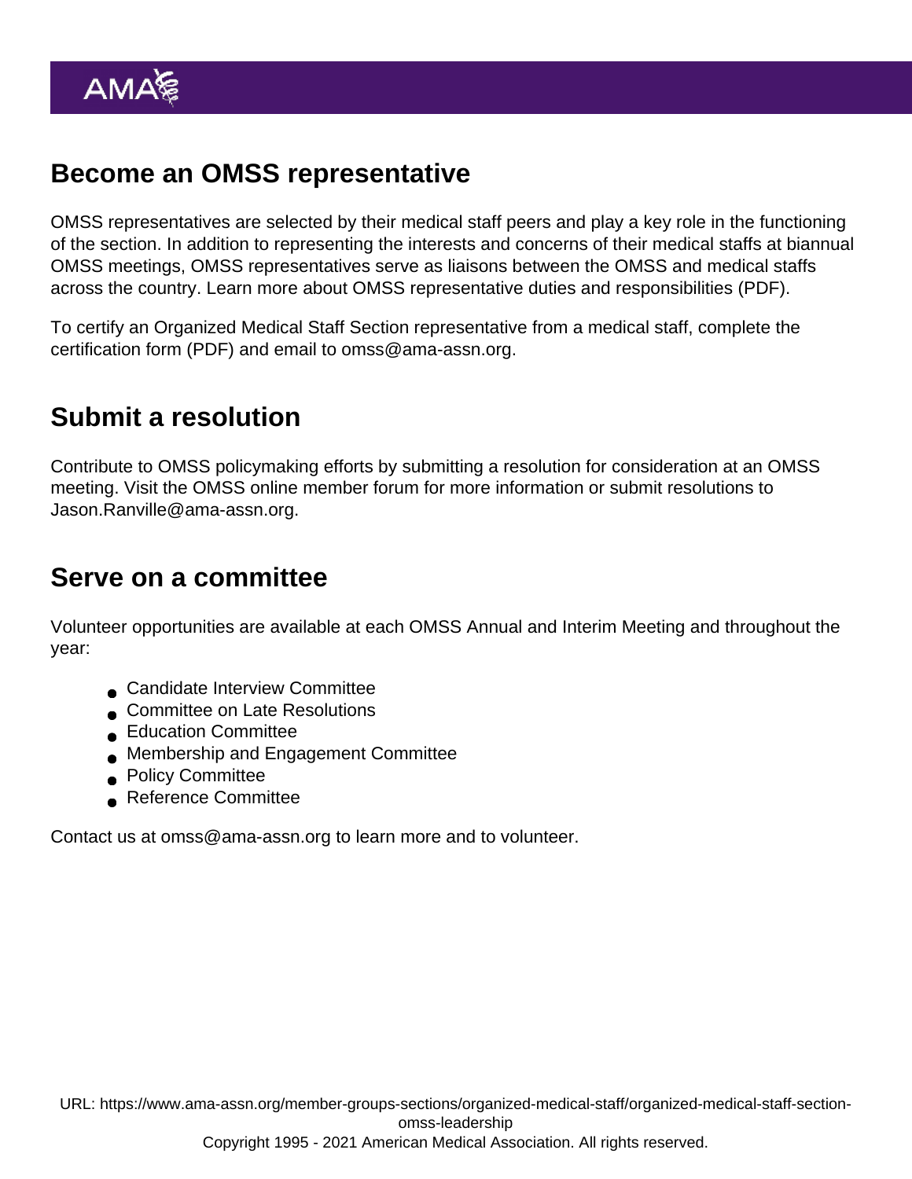## Become an OMSS representative

OMSS representatives are selected by their medical staff peers and play a key role in the functioning of the section. In addition to representing the interests and concerns of their medical staffs at biannual OMSS meetings, OMSS representatives serve as liaisons between the OMSS and medical staffs across the country. Learn more about OMSS representative duties and responsibilities (PDF).

To certify an Organized Medical Staff Section representative from a medical staff, complete the certification form (PDF) and email to omss@ama-assn.org.

## Submit a resolution

Contribute to OMSS policymaking efforts by submitting a resolution for consideration at an OMSS meeting. Visit the OMSS online member forum for more information or submit resolutions to Jason.Ranville@ama-assn.org.

## Serve on a committee

Volunteer opportunities are available at each OMSS Annual and Interim Meeting and throughout the year:

- Candidate Interview Committee
- Committee on Late Resolutions
- Education Committee
- Membership and Engagement Committee
- Policy Committee
- Reference Committee

Contact us at omss@ama-assn.org to learn more and to volunteer.